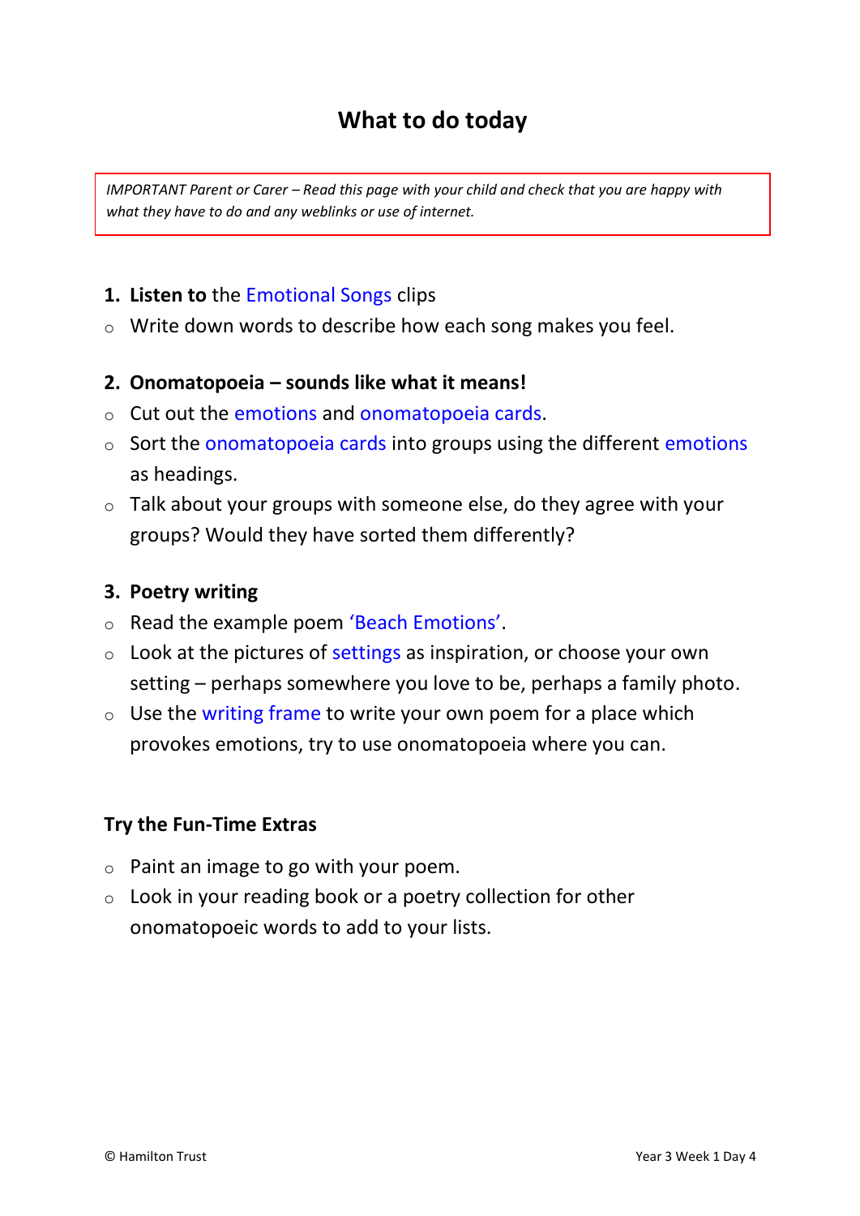# What to do today

*IMPORTANT Parent or Carer – Read this page with your child and check that you are happy with what they have to do and any weblinks or use of internet.*

1. **Listen to** the Emotional Songs clips
   - Write down words to describe how each song makes you feel.

2. **Onomatopoeia – sounds like what it means!**
   - Cut out the emotions and onomatopoeia cards.
   - Sort the onomatopoeia cards into groups using the different emotions as headings.
   - Talk about your groups with someone else, do they agree with your groups? Would they have sorted them differently?

3. **Poetry writing**
   - Read the example poem 'Beach Emotions'.
   - Look at the pictures of settings as inspiration, or choose your own setting – perhaps somewhere you love to be, perhaps a family photo.
   - Use the writing frame to write your own poem for a place which provokes emotions, try to use onomatopoeia where you can.

**Try the Fun-Time Extras**

- Paint an image to go with your poem.
- Look in your reading book or a poetry collection for other onomatopoeic words to add to your lists.

© Hamilton Trust

Year 3 Week 1 Day 4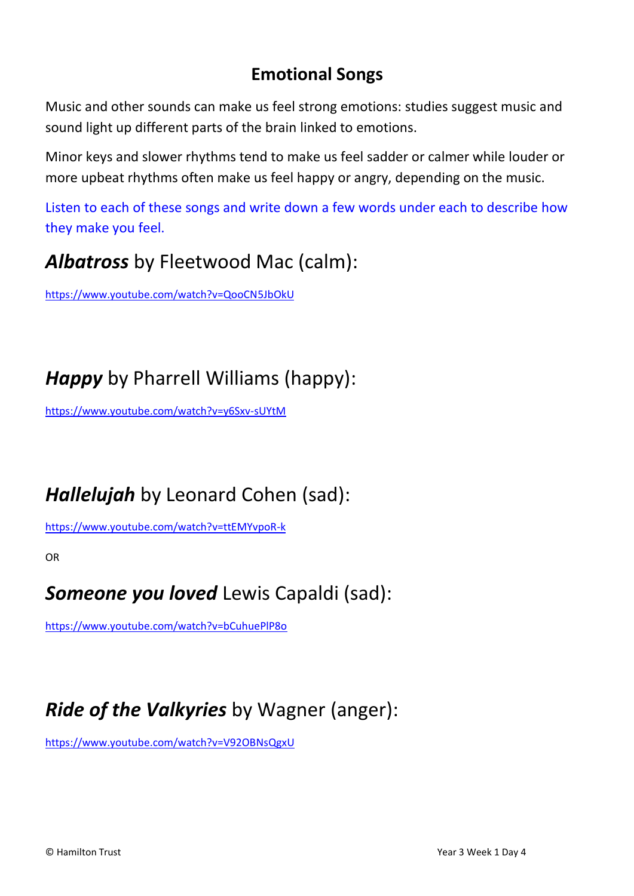# Emotional Songs

Music and other sounds can make us feel strong emotions: studies suggest music and sound light up different parts of the brain linked to emotions.

Minor keys and slower rhythms tend to make us feel sadder or calmer while louder or more upbeat rhythms often make us feel happy or angry, depending on the music.

Listen to each of these songs and write down a few words under each to describe how they make you feel.

## ***Albatross*** by Fleetwood Mac (calm):

https://www.youtube.com/watch?v=QooCN5JbOkU

## ***Happy*** by Pharrell Williams (happy):

https://www.youtube.com/watch?v=y6Sxv-sUYtM

## ***Hallelujah*** by Leonard Cohen (sad):

https://www.youtube.com/watch?v=ttEMYvpoR-k

OR

## ***Someone you loved*** Lewis Capaldi (sad):

https://www.youtube.com/watch?v=bCuhuePlP8o

## ***Ride of the Valkyries*** by Wagner (anger):

https://www.youtube.com/watch?v=V92OBNsQgxU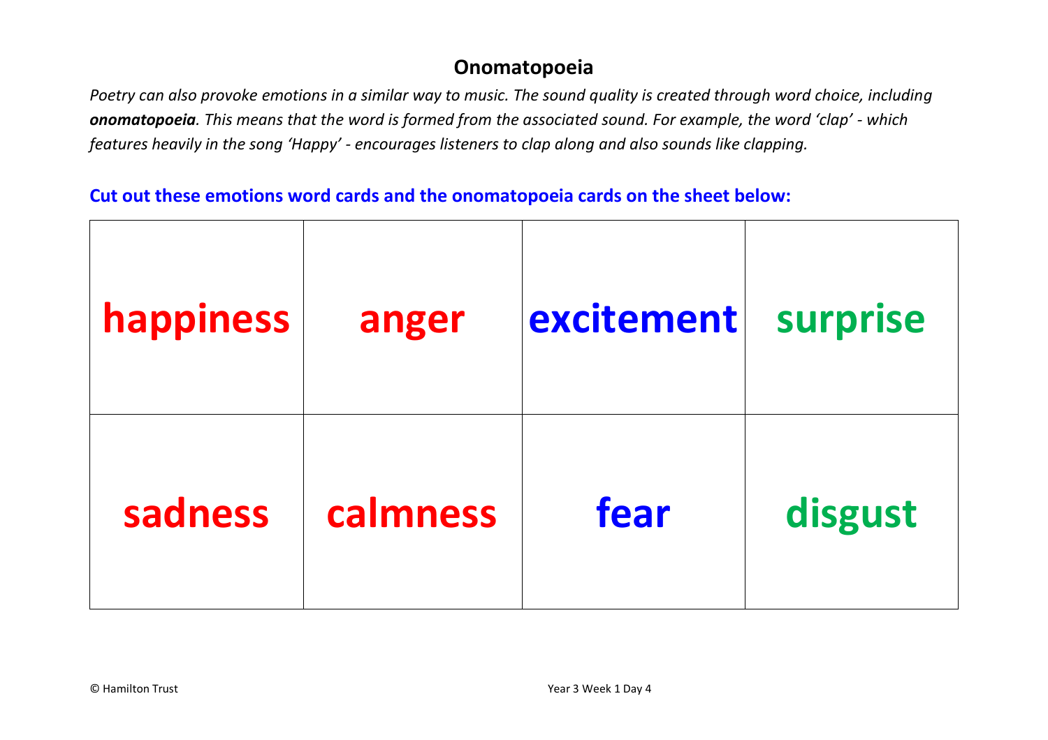## Onomatopoeia

*Poetry can also provoke emotions in a similar way to music. The sound quality is created through word choice, including* ***onomatopoeia****. This means that the word is formed from the associated sound. For example, the word 'clap' - which features heavily in the song 'Happy' - encourages listeners to clap along and also sounds like clapping.*

**Cut out these emotions word cards and the onomatopoeia cards on the sheet below:**

| | | | |
|---|---|---|---|
| **happiness** | **anger** | **excitement** | **surprise** |
| **sadness** | **calmness** | **fear** | **disgust** |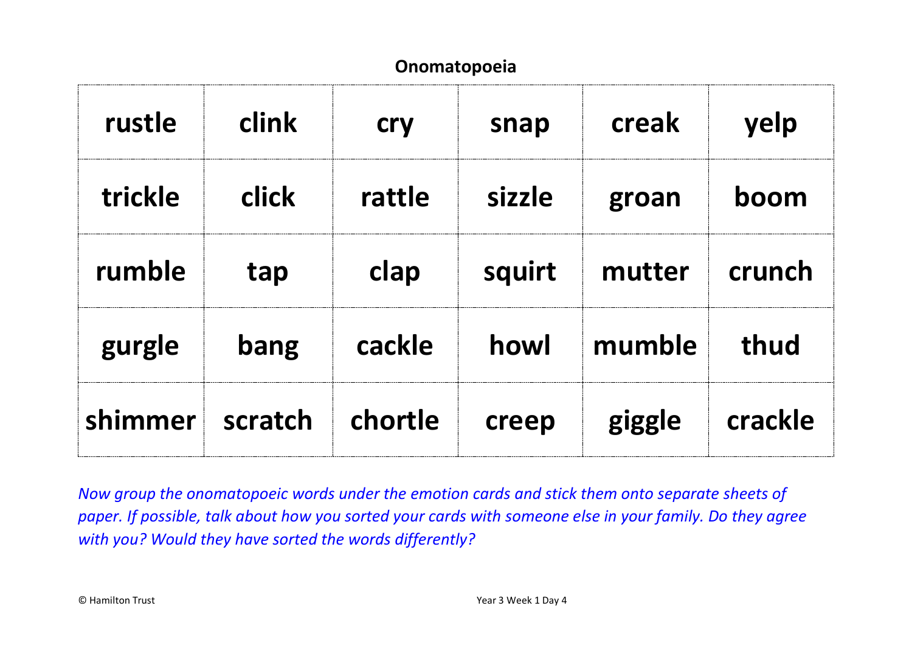## Onomatopoeia

| rustle | clink | cry | snap | creak | yelp |
|---|---|---|---|---|---|
| trickle | click | rattle | sizzle | groan | boom |
| rumble | tap | clap | squirt | mutter | crunch |
| gurgle | bang | cackle | howl | mumble | thud |
| shimmer | scratch | chortle | creep | giggle | crackle |

*Now group the onomatopoeic words under the emotion cards and stick them onto separate sheets of paper. If possible, talk about how you sorted your cards with someone else in your family. Do they agree with you? Would they have sorted the words differently?*

© Hamilton Trust

Year 3 Week 1 Day 4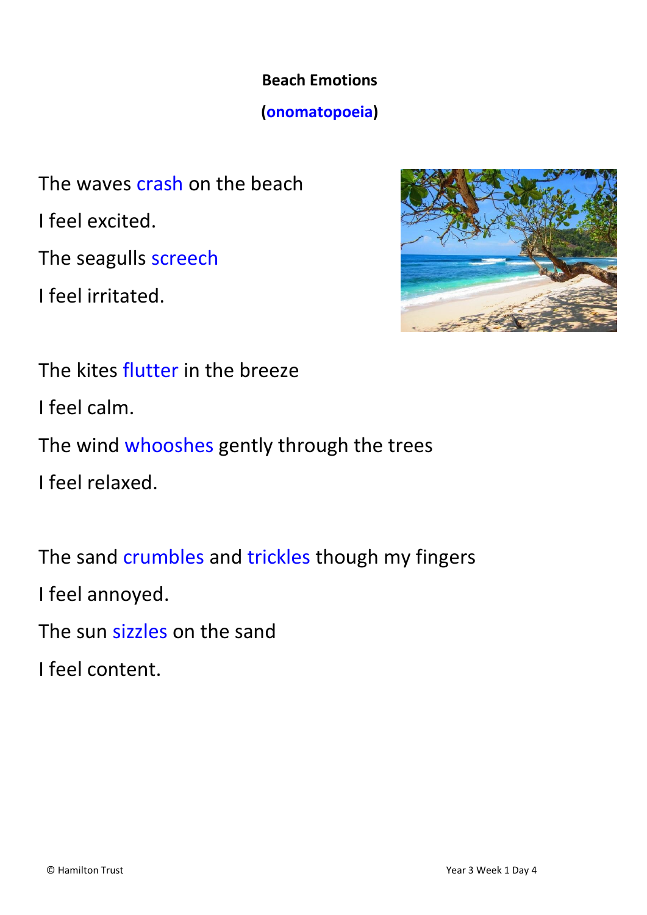**Beach Emotions**

**(onomatopoeia)**

The waves crash on the beach

I feel excited.

The seagulls screech

I feel irritated.

The kites flutter in the breeze

I feel calm.

The wind whooshes gently through the trees

I feel relaxed.

The sand crumbles and trickles though my fingers

I feel annoyed.

The sun sizzles on the sand

I feel content.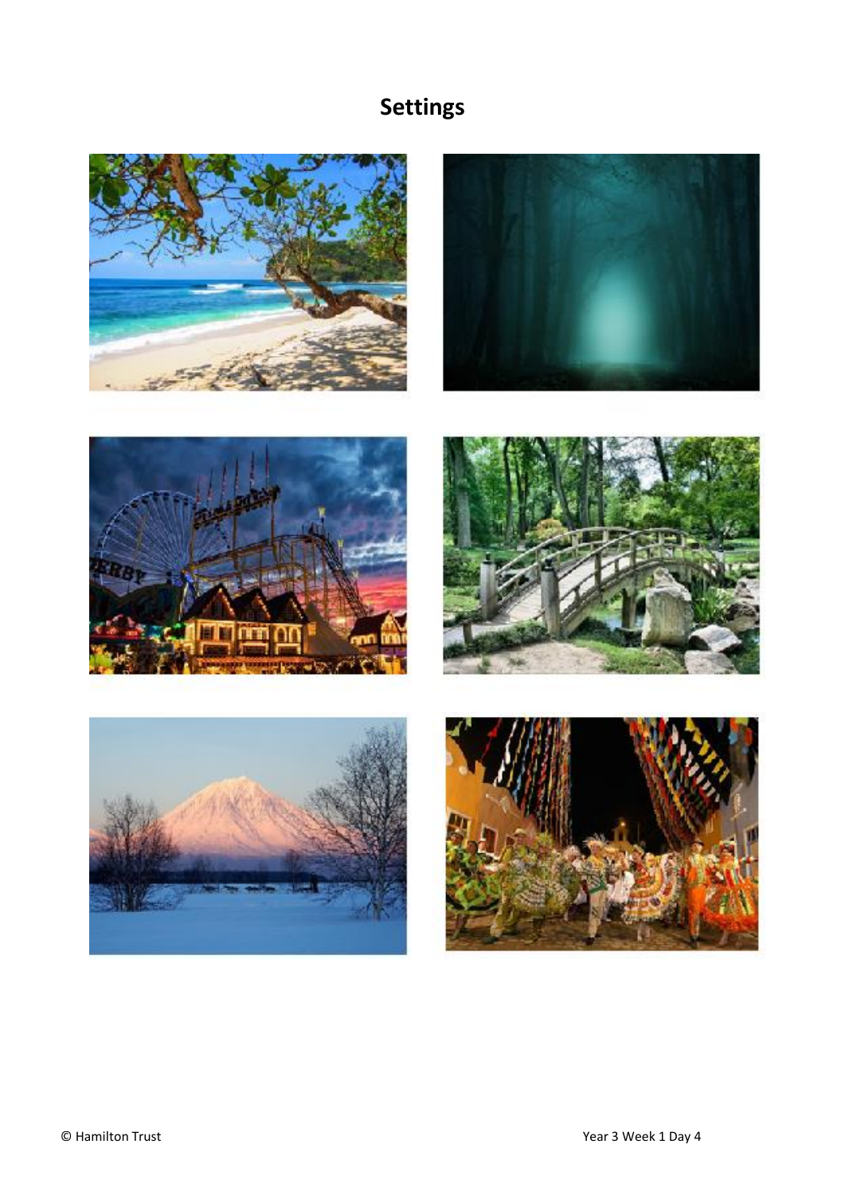# Settings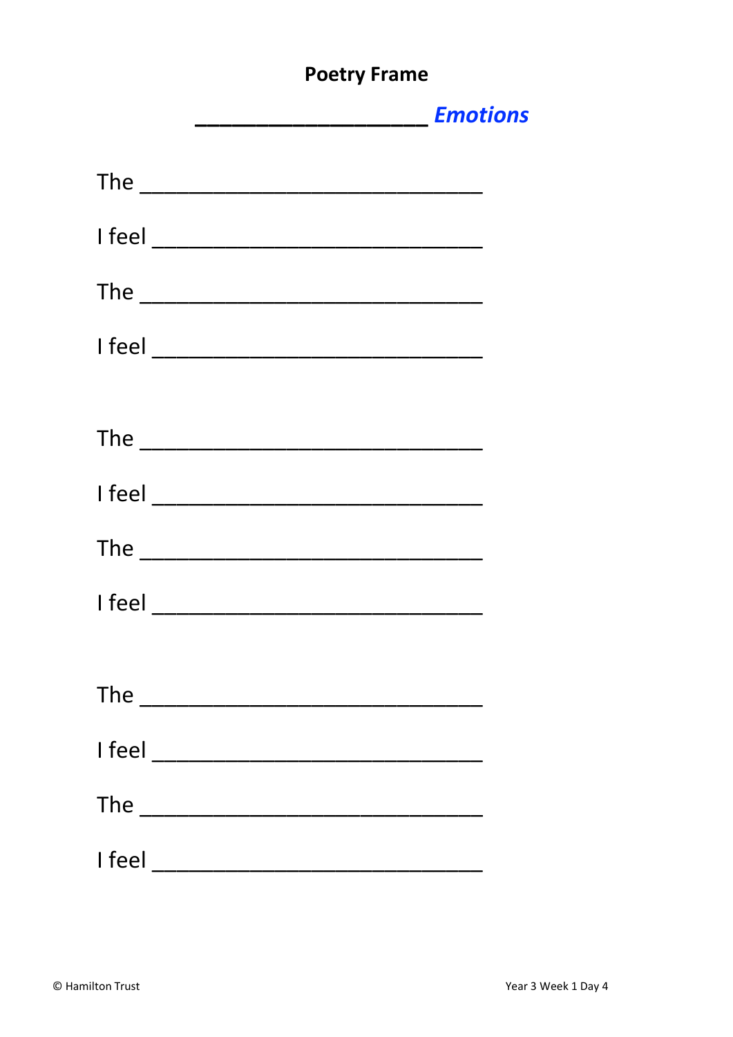# Poetry Frame

## _________________ *Emotions*

The ____________________________

I feel __________________________

The ____________________________

I feel __________________________

The ____________________________

I feel __________________________

The ____________________________

I feel __________________________

The ____________________________

I feel __________________________

The ____________________________

I feel __________________________

© Hamilton Trust

Year 3 Week 1 Day 4